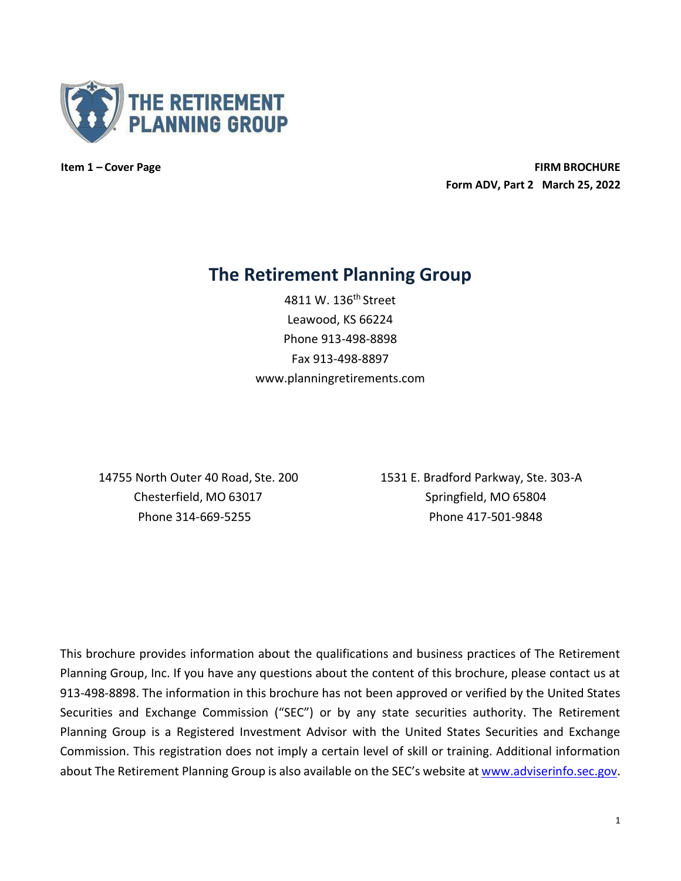THE RETIREMENT PLANNING GROUP

**Item 1 – Cover Page**

**FIRM BROCHURE**
**Form ADV, Part 2 March 25, 2022**

# The Retirement Planning Group

4811 W. 136th Street
Leawood, KS 66224
Phone 913-498-8898
Fax 913-498-8897
www.planningretirements.com

14755 North Outer 40 Road, Ste. 200
Chesterfield, MO 63017
Phone 314-669-5255

1531 E. Bradford Parkway, Ste. 303-A
Springfield, MO 65804
Phone 417-501-9848

This brochure provides information about the qualifications and business practices of The Retirement Planning Group, Inc. If you have any questions about the content of this brochure, please contact us at 913-498-8898. The information in this brochure has not been approved or verified by the United States Securities and Exchange Commission ("SEC") or by any state securities authority. The Retirement Planning Group is a Registered Investment Advisor with the United States Securities and Exchange Commission. This registration does not imply a certain level of skill or training. Additional information about The Retirement Planning Group is also available on the SEC's website at www.adviserinfo.sec.gov.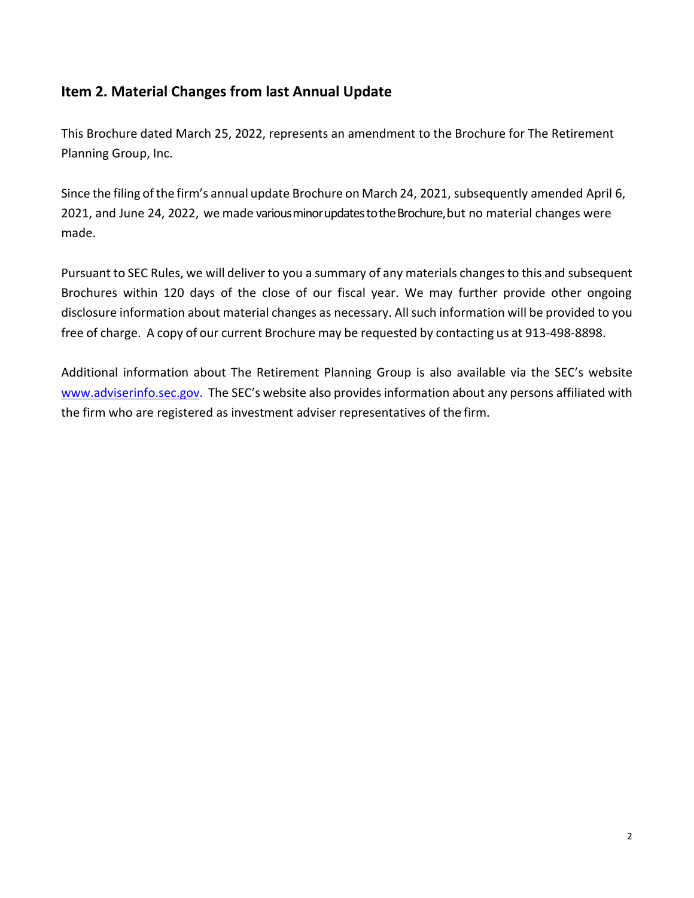## Item 2. Material Changes from last Annual Update

This Brochure dated March 25, 2022, represents an amendment to the Brochure for The Retirement Planning Group, Inc.

Since the filing of the firm's annual update Brochure on March 24, 2021, subsequently amended April 6, 2021, and June 24, 2022, we made various minor updates to the Brochure, but no material changes were made.

Pursuant to SEC Rules, we will deliver to you a summary of any materials changes to this and subsequent Brochures within 120 days of the close of our fiscal year. We may further provide other ongoing disclosure information about material changes as necessary. All such information will be provided to you free of charge. A copy of our current Brochure may be requested by contacting us at 913-498-8898.

Additional information about The Retirement Planning Group is also available via the SEC's website www.adviserinfo.sec.gov. The SEC's website also provides information about any persons affiliated with the firm who are registered as investment adviser representatives of the firm.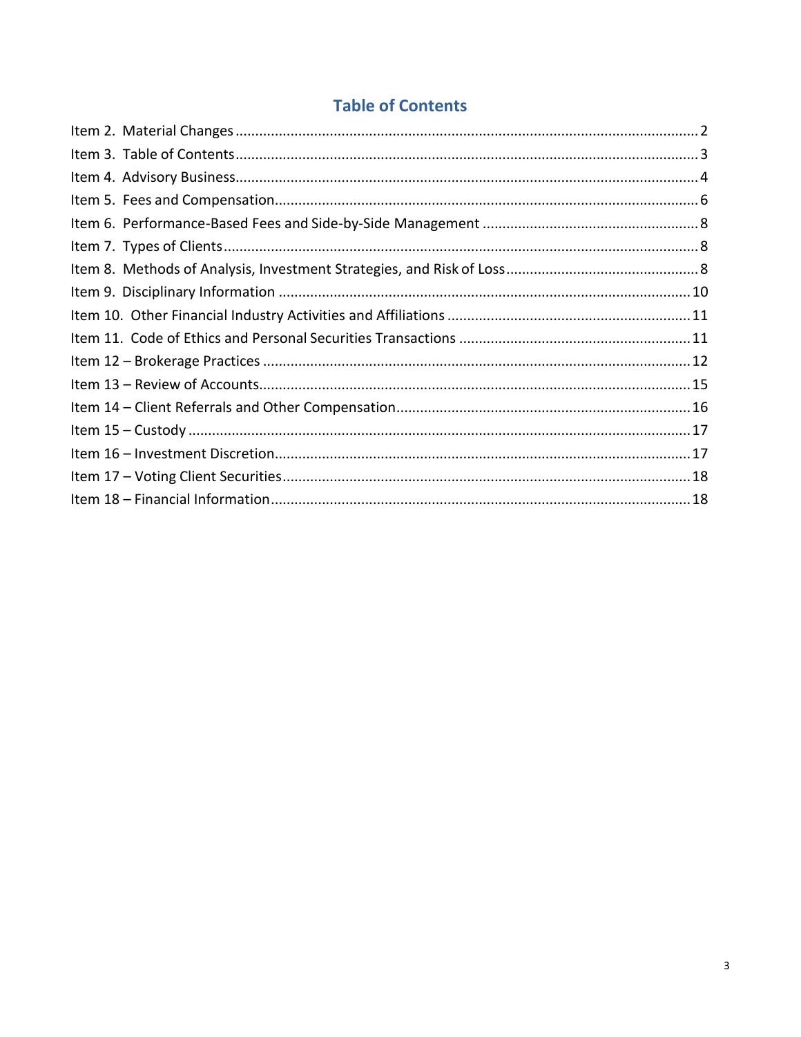## Table of Contents

Item 2. Material Changes ..... 2
Item 3. Table of Contents ..... 3
Item 4. Advisory Business ..... 4
Item 5. Fees and Compensation ..... 6
Item 6. Performance-Based Fees and Side-by-Side Management ..... 8
Item 7. Types of Clients ..... 8
Item 8. Methods of Analysis, Investment Strategies, and Risk of Loss ..... 8
Item 9. Disciplinary Information ..... 10
Item 10. Other Financial Industry Activities and Affiliations ..... 11
Item 11. Code of Ethics and Personal Securities Transactions ..... 11
Item 12 – Brokerage Practices ..... 12
Item 13 – Review of Accounts ..... 15
Item 14 – Client Referrals and Other Compensation ..... 16
Item 15 – Custody ..... 17
Item 16 – Investment Discretion ..... 17
Item 17 – Voting Client Securities ..... 18
Item 18 – Financial Information ..... 18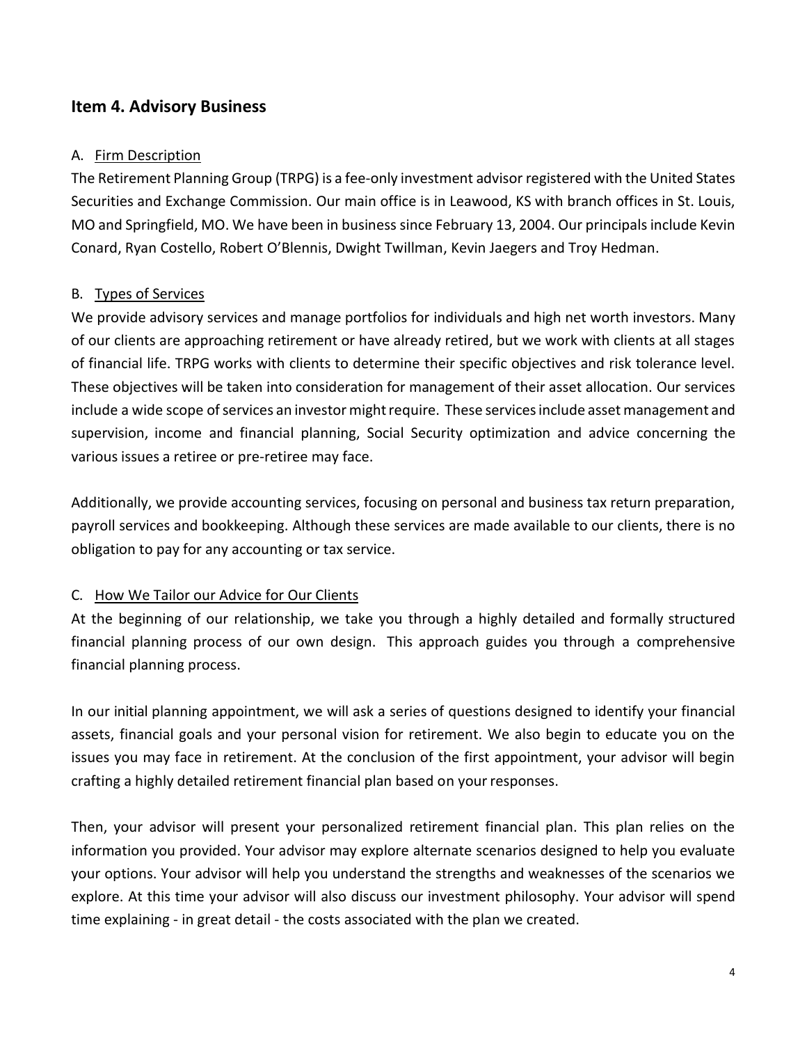## Item 4. Advisory Business

A. Firm Description

The Retirement Planning Group (TRPG) is a fee-only investment advisor registered with the United States Securities and Exchange Commission. Our main office is in Leawood, KS with branch offices in St. Louis, MO and Springfield, MO. We have been in business since February 13, 2004. Our principals include Kevin Conard, Ryan Costello, Robert O'Blennis, Dwight Twillman, Kevin Jaegers and Troy Hedman.

B. Types of Services

We provide advisory services and manage portfolios for individuals and high net worth investors. Many of our clients are approaching retirement or have already retired, but we work with clients at all stages of financial life. TRPG works with clients to determine their specific objectives and risk tolerance level. These objectives will be taken into consideration for management of their asset allocation. Our services include a wide scope of services an investor might require. These services include asset management and supervision, income and financial planning, Social Security optimization and advice concerning the various issues a retiree or pre-retiree may face.

Additionally, we provide accounting services, focusing on personal and business tax return preparation, payroll services and bookkeeping. Although these services are made available to our clients, there is no obligation to pay for any accounting or tax service.

C. How We Tailor our Advice for Our Clients

At the beginning of our relationship, we take you through a highly detailed and formally structured financial planning process of our own design. This approach guides you through a comprehensive financial planning process.

In our initial planning appointment, we will ask a series of questions designed to identify your financial assets, financial goals and your personal vision for retirement. We also begin to educate you on the issues you may face in retirement. At the conclusion of the first appointment, your advisor will begin crafting a highly detailed retirement financial plan based on your responses.

Then, your advisor will present your personalized retirement financial plan. This plan relies on the information you provided. Your advisor may explore alternate scenarios designed to help you evaluate your options. Your advisor will help you understand the strengths and weaknesses of the scenarios we explore. At this time your advisor will also discuss our investment philosophy. Your advisor will spend time explaining - in great detail - the costs associated with the plan we created.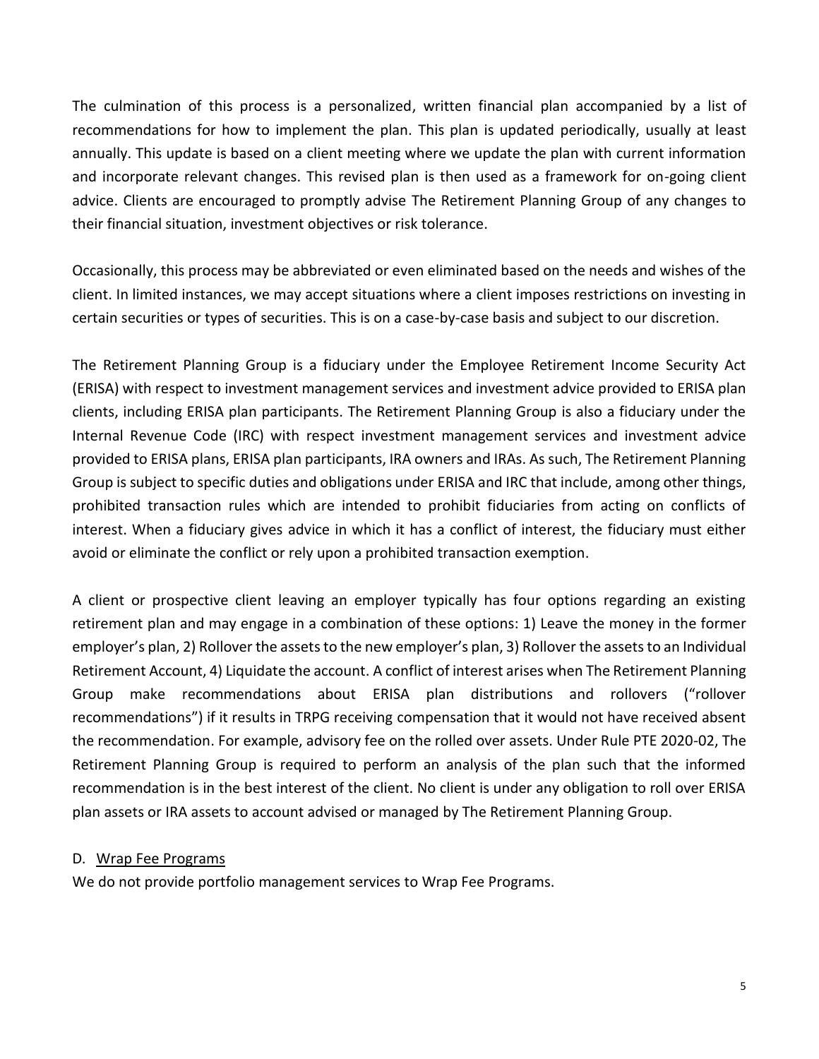The culmination of this process is a personalized, written financial plan accompanied by a list of recommendations for how to implement the plan. This plan is updated periodically, usually at least annually. This update is based on a client meeting where we update the plan with current information and incorporate relevant changes. This revised plan is then used as a framework for on-going client advice. Clients are encouraged to promptly advise The Retirement Planning Group of any changes to their financial situation, investment objectives or risk tolerance.

Occasionally, this process may be abbreviated or even eliminated based on the needs and wishes of the client. In limited instances, we may accept situations where a client imposes restrictions on investing in certain securities or types of securities. This is on a case-by-case basis and subject to our discretion.

The Retirement Planning Group is a fiduciary under the Employee Retirement Income Security Act (ERISA) with respect to investment management services and investment advice provided to ERISA plan clients, including ERISA plan participants. The Retirement Planning Group is also a fiduciary under the Internal Revenue Code (IRC) with respect investment management services and investment advice provided to ERISA plans, ERISA plan participants, IRA owners and IRAs. As such, The Retirement Planning Group is subject to specific duties and obligations under ERISA and IRC that include, among other things, prohibited transaction rules which are intended to prohibit fiduciaries from acting on conflicts of interest. When a fiduciary gives advice in which it has a conflict of interest, the fiduciary must either avoid or eliminate the conflict or rely upon a prohibited transaction exemption.

A client or prospective client leaving an employer typically has four options regarding an existing retirement plan and may engage in a combination of these options: 1) Leave the money in the former employer's plan, 2) Rollover the assets to the new employer's plan, 3) Rollover the assets to an Individual Retirement Account, 4) Liquidate the account. A conflict of interest arises when The Retirement Planning Group make recommendations about ERISA plan distributions and rollovers ("rollover recommendations") if it results in TRPG receiving compensation that it would not have received absent the recommendation. For example, advisory fee on the rolled over assets. Under Rule PTE 2020-02, The Retirement Planning Group is required to perform an analysis of the plan such that the informed recommendation is in the best interest of the client. No client is under any obligation to roll over ERISA plan assets or IRA assets to account advised or managed by The Retirement Planning Group.

D. Wrap Fee Programs

We do not provide portfolio management services to Wrap Fee Programs.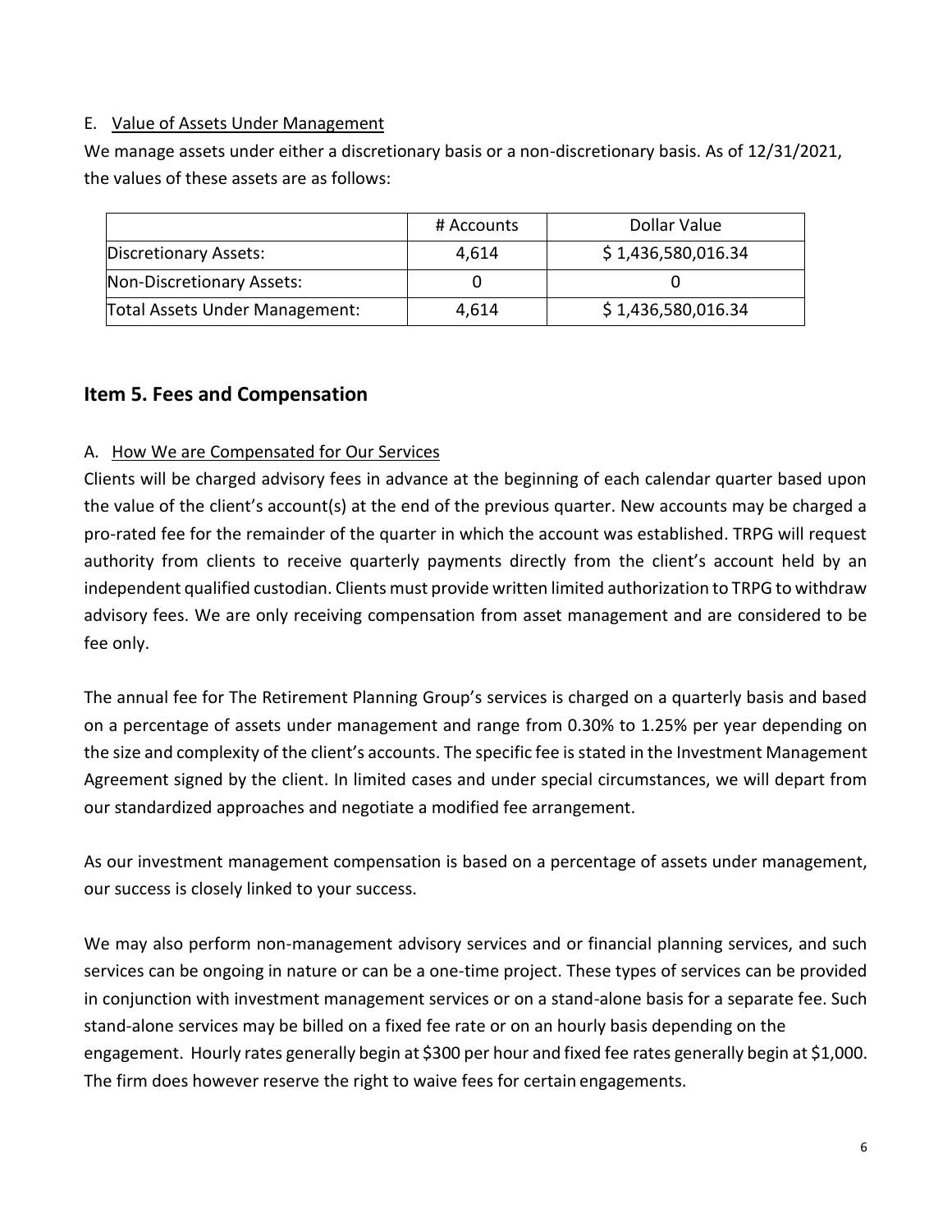E. Value of Assets Under Management

We manage assets under either a discretionary basis or a non-discretionary basis. As of 12/31/2021, the values of these assets are as follows:

| | # Accounts | Dollar Value |
|---|---|---|
| Discretionary Assets: | 4,614 | $ 1,436,580,016.34 |
| Non-Discretionary Assets: | 0 | 0 |
| Total Assets Under Management: | 4,614 | $ 1,436,580,016.34 |

## Item 5. Fees and Compensation

A. How We are Compensated for Our Services

Clients will be charged advisory fees in advance at the beginning of each calendar quarter based upon the value of the client's account(s) at the end of the previous quarter. New accounts may be charged a pro-rated fee for the remainder of the quarter in which the account was established. TRPG will request authority from clients to receive quarterly payments directly from the client's account held by an independent qualified custodian. Clients must provide written limited authorization to TRPG to withdraw advisory fees. We are only receiving compensation from asset management and are considered to be fee only.

The annual fee for The Retirement Planning Group's services is charged on a quarterly basis and based on a percentage of assets under management and range from 0.30% to 1.25% per year depending on the size and complexity of the client's accounts. The specific fee is stated in the Investment Management Agreement signed by the client. In limited cases and under special circumstances, we will depart from our standardized approaches and negotiate a modified fee arrangement.

As our investment management compensation is based on a percentage of assets under management, our success is closely linked to your success.

We may also perform non-management advisory services and or financial planning services, and such services can be ongoing in nature or can be a one-time project. These types of services can be provided in conjunction with investment management services or on a stand-alone basis for a separate fee. Such stand-alone services may be billed on a fixed fee rate or on an hourly basis depending on the engagement. Hourly rates generally begin at $300 per hour and fixed fee rates generally begin at $1,000. The firm does however reserve the right to waive fees for certain engagements.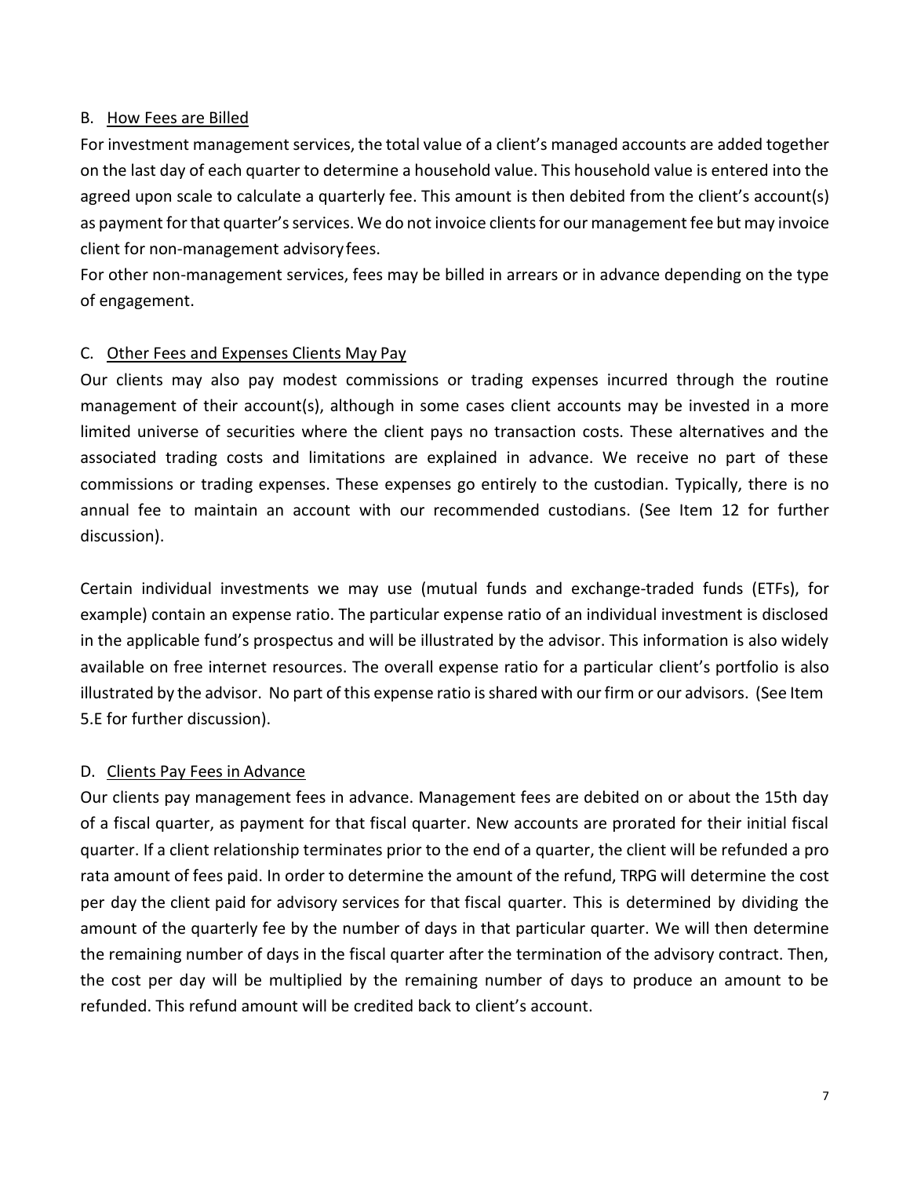### B. How Fees are Billed

For investment management services, the total value of a client's managed accounts are added together on the last day of each quarter to determine a household value. This household value is entered into the agreed upon scale to calculate a quarterly fee. This amount is then debited from the client's account(s) as payment for that quarter's services. We do not invoice clients for our management fee but may invoice client for non-management advisory fees.

For other non-management services, fees may be billed in arrears or in advance depending on the type of engagement.

### C. Other Fees and Expenses Clients May Pay

Our clients may also pay modest commissions or trading expenses incurred through the routine management of their account(s), although in some cases client accounts may be invested in a more limited universe of securities where the client pays no transaction costs. These alternatives and the associated trading costs and limitations are explained in advance. We receive no part of these commissions or trading expenses. These expenses go entirely to the custodian. Typically, there is no annual fee to maintain an account with our recommended custodians. (See Item 12 for further discussion).

Certain individual investments we may use (mutual funds and exchange-traded funds (ETFs), for example) contain an expense ratio. The particular expense ratio of an individual investment is disclosed in the applicable fund's prospectus and will be illustrated by the advisor. This information is also widely available on free internet resources. The overall expense ratio for a particular client's portfolio is also illustrated by the advisor. No part of this expense ratio is shared with our firm or our advisors. (See Item 5.E for further discussion).

### D. Clients Pay Fees in Advance

Our clients pay management fees in advance. Management fees are debited on or about the 15th day of a fiscal quarter, as payment for that fiscal quarter. New accounts are prorated for their initial fiscal quarter. If a client relationship terminates prior to the end of a quarter, the client will be refunded a pro rata amount of fees paid. In order to determine the amount of the refund, TRPG will determine the cost per day the client paid for advisory services for that fiscal quarter. This is determined by dividing the amount of the quarterly fee by the number of days in that particular quarter. We will then determine the remaining number of days in the fiscal quarter after the termination of the advisory contract. Then, the cost per day will be multiplied by the remaining number of days to produce an amount to be refunded. This refund amount will be credited back to client's account.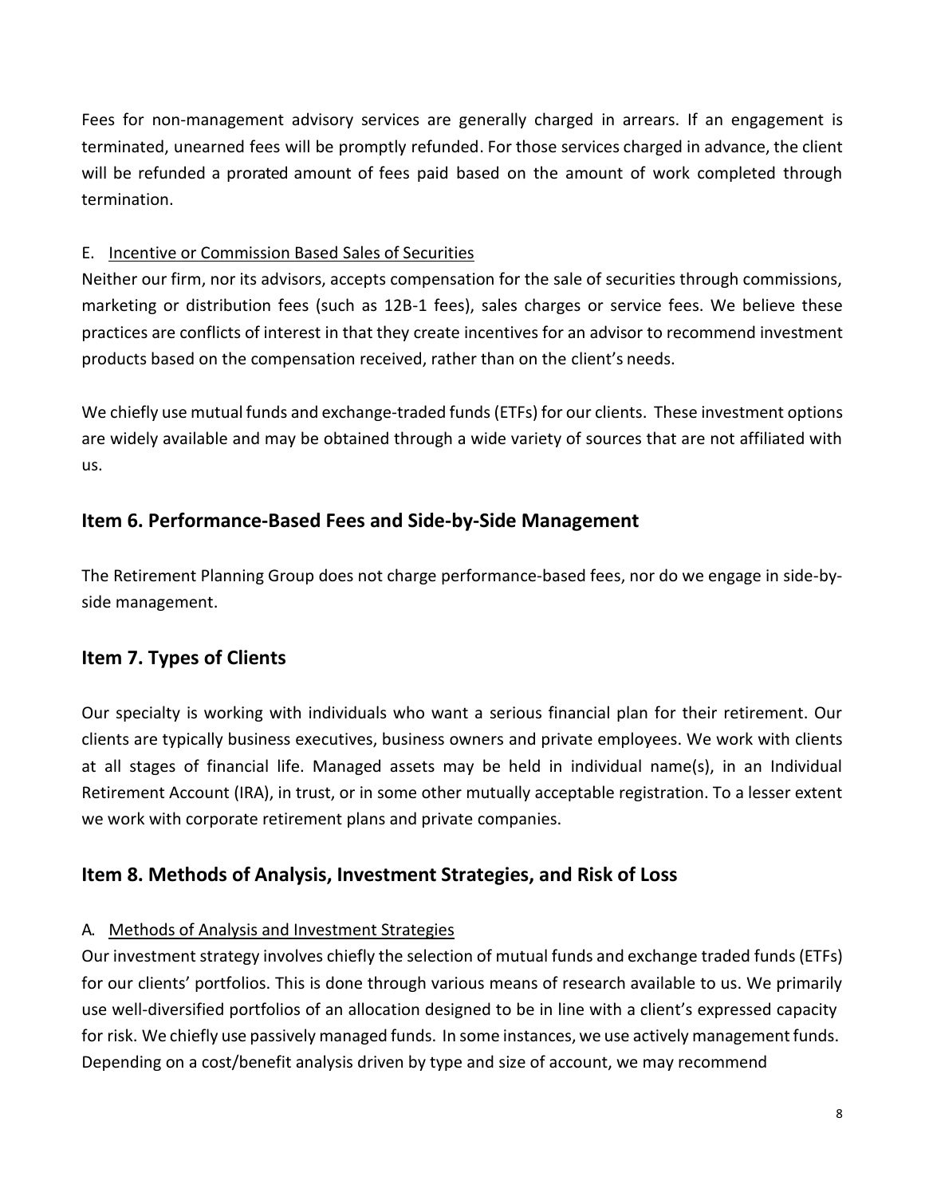Fees for non-management advisory services are generally charged in arrears. If an engagement is terminated, unearned fees will be promptly refunded. For those services charged in advance, the client will be refunded a prorated amount of fees paid based on the amount of work completed through termination.

E. Incentive or Commission Based Sales of Securities

Neither our firm, nor its advisors, accepts compensation for the sale of securities through commissions, marketing or distribution fees (such as 12B-1 fees), sales charges or service fees. We believe these practices are conflicts of interest in that they create incentives for an advisor to recommend investment products based on the compensation received, rather than on the client's needs.

We chiefly use mutual funds and exchange-traded funds (ETFs) for our clients. These investment options are widely available and may be obtained through a wide variety of sources that are not affiliated with us.

## Item 6. Performance-Based Fees and Side-by-Side Management

The Retirement Planning Group does not charge performance-based fees, nor do we engage in side-by-side management.

## Item 7. Types of Clients

Our specialty is working with individuals who want a serious financial plan for their retirement. Our clients are typically business executives, business owners and private employees. We work with clients at all stages of financial life. Managed assets may be held in individual name(s), in an Individual Retirement Account (IRA), in trust, or in some other mutually acceptable registration. To a lesser extent we work with corporate retirement plans and private companies.

## Item 8. Methods of Analysis, Investment Strategies, and Risk of Loss

A. Methods of Analysis and Investment Strategies

Our investment strategy involves chiefly the selection of mutual funds and exchange traded funds (ETFs) for our clients' portfolios. This is done through various means of research available to us. We primarily use well-diversified portfolios of an allocation designed to be in line with a client's expressed capacity for risk. We chiefly use passively managed funds. In some instances, we use actively management funds. Depending on a cost/benefit analysis driven by type and size of account, we may recommend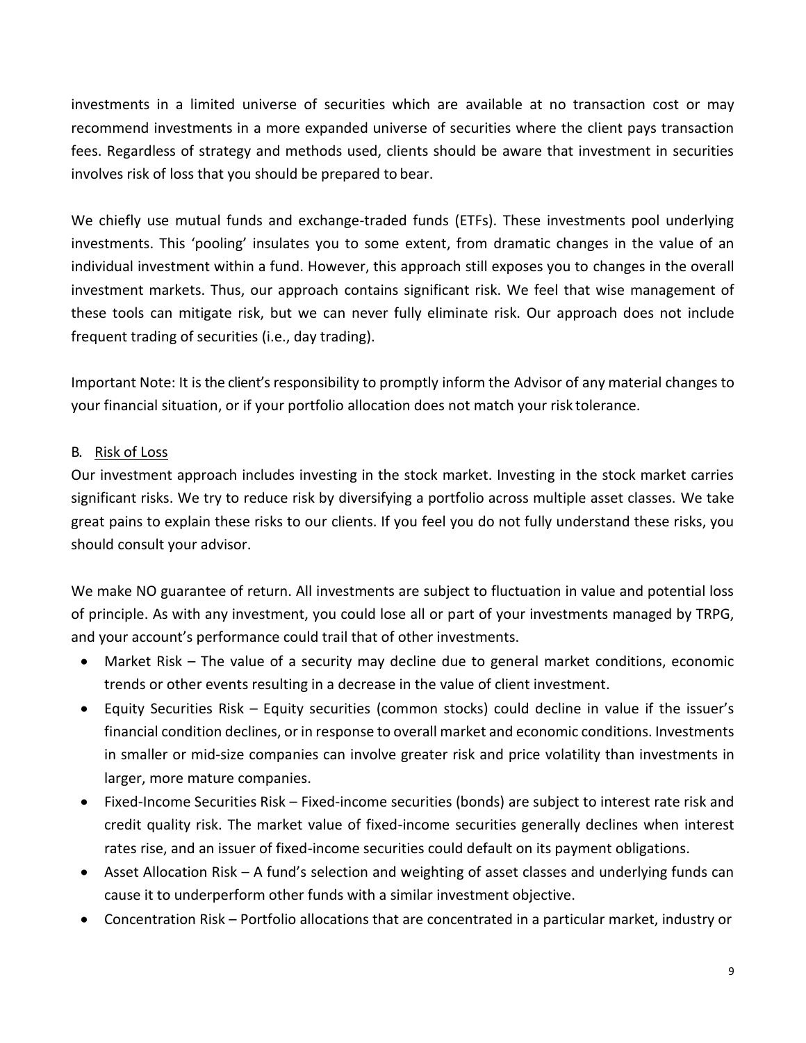investments in a limited universe of securities which are available at no transaction cost or may recommend investments in a more expanded universe of securities where the client pays transaction fees. Regardless of strategy and methods used, clients should be aware that investment in securities involves risk of loss that you should be prepared to bear.

We chiefly use mutual funds and exchange-traded funds (ETFs). These investments pool underlying investments. This 'pooling' insulates you to some extent, from dramatic changes in the value of an individual investment within a fund. However, this approach still exposes you to changes in the overall investment markets. Thus, our approach contains significant risk. We feel that wise management of these tools can mitigate risk, but we can never fully eliminate risk. Our approach does not include frequent trading of securities (i.e., day trading).

Important Note: It is the client's responsibility to promptly inform the Advisor of any material changes to your financial situation, or if your portfolio allocation does not match your risk tolerance.

B. <u>Risk of Loss</u>

Our investment approach includes investing in the stock market. Investing in the stock market carries significant risks. We try to reduce risk by diversifying a portfolio across multiple asset classes. We take great pains to explain these risks to our clients. If you feel you do not fully understand these risks, you should consult your advisor.

We make NO guarantee of return. All investments are subject to fluctuation in value and potential loss of principle. As with any investment, you could lose all or part of your investments managed by TRPG, and your account's performance could trail that of other investments.

- Market Risk – The value of a security may decline due to general market conditions, economic trends or other events resulting in a decrease in the value of client investment.
- Equity Securities Risk – Equity securities (common stocks) could decline in value if the issuer's financial condition declines, or in response to overall market and economic conditions. Investments in smaller or mid-size companies can involve greater risk and price volatility than investments in larger, more mature companies.
- Fixed-Income Securities Risk – Fixed-income securities (bonds) are subject to interest rate risk and credit quality risk. The market value of fixed-income securities generally declines when interest rates rise, and an issuer of fixed-income securities could default on its payment obligations.
- Asset Allocation Risk – A fund's selection and weighting of asset classes and underlying funds can cause it to underperform other funds with a similar investment objective.
- Concentration Risk – Portfolio allocations that are concentrated in a particular market, industry or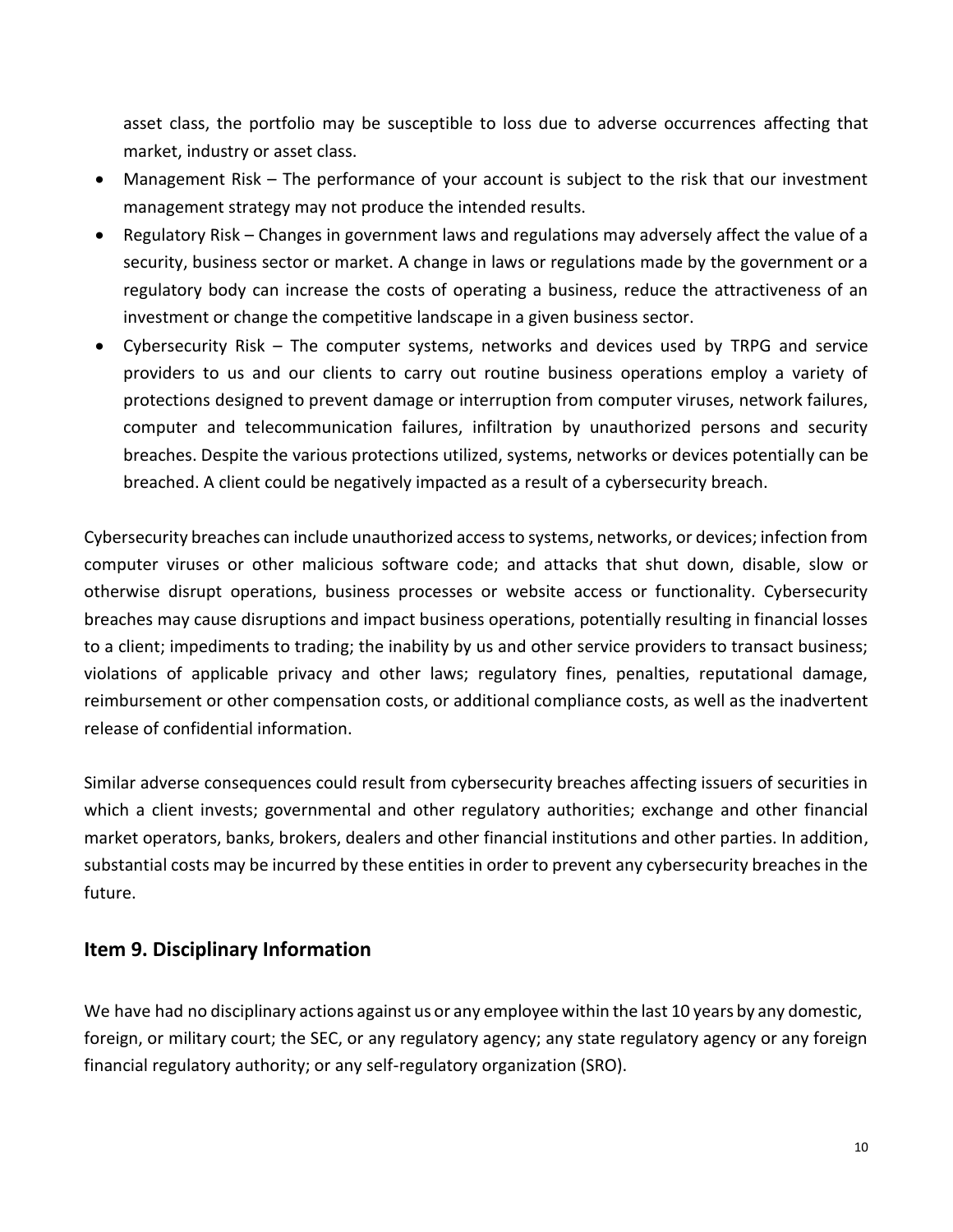asset class, the portfolio may be susceptible to loss due to adverse occurrences affecting that market, industry or asset class.

- Management Risk – The performance of your account is subject to the risk that our investment management strategy may not produce the intended results.
- Regulatory Risk – Changes in government laws and regulations may adversely affect the value of a security, business sector or market. A change in laws or regulations made by the government or a regulatory body can increase the costs of operating a business, reduce the attractiveness of an investment or change the competitive landscape in a given business sector.
- Cybersecurity Risk – The computer systems, networks and devices used by TRPG and service providers to us and our clients to carry out routine business operations employ a variety of protections designed to prevent damage or interruption from computer viruses, network failures, computer and telecommunication failures, infiltration by unauthorized persons and security breaches. Despite the various protections utilized, systems, networks or devices potentially can be breached. A client could be negatively impacted as a result of a cybersecurity breach.

Cybersecurity breaches can include unauthorized access to systems, networks, or devices; infection from computer viruses or other malicious software code; and attacks that shut down, disable, slow or otherwise disrupt operations, business processes or website access or functionality. Cybersecurity breaches may cause disruptions and impact business operations, potentially resulting in financial losses to a client; impediments to trading; the inability by us and other service providers to transact business; violations of applicable privacy and other laws; regulatory fines, penalties, reputational damage, reimbursement or other compensation costs, or additional compliance costs, as well as the inadvertent release of confidential information.

Similar adverse consequences could result from cybersecurity breaches affecting issuers of securities in which a client invests; governmental and other regulatory authorities; exchange and other financial market operators, banks, brokers, dealers and other financial institutions and other parties. In addition, substantial costs may be incurred by these entities in order to prevent any cybersecurity breaches in the future.

## Item 9. Disciplinary Information

We have had no disciplinary actions against us or any employee within the last 10 years by any domestic, foreign, or military court; the SEC, or any regulatory agency; any state regulatory agency or any foreign financial regulatory authority; or any self-regulatory organization (SRO).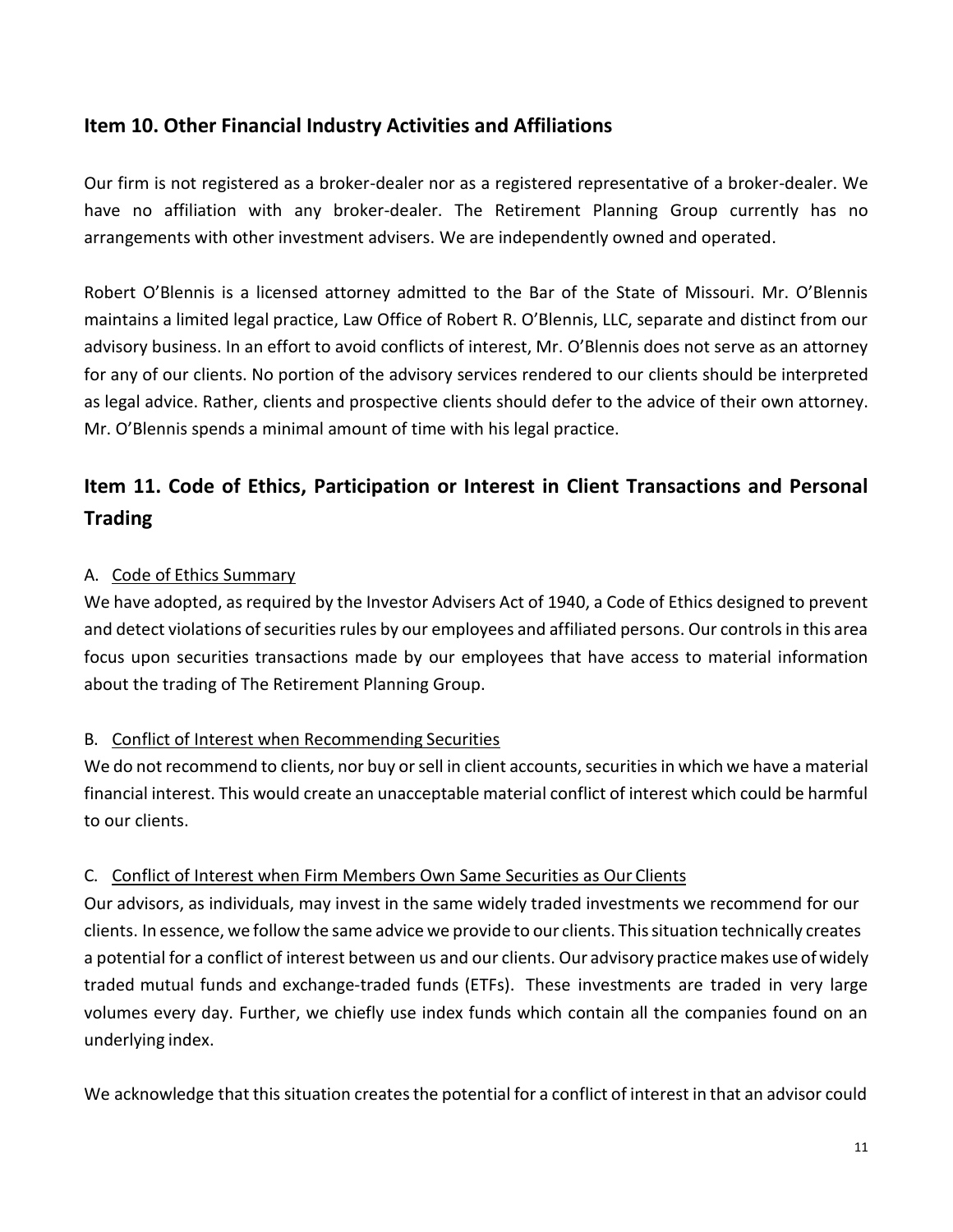## Item 10. Other Financial Industry Activities and Affiliations

Our firm is not registered as a broker-dealer nor as a registered representative of a broker-dealer. We have no affiliation with any broker-dealer. The Retirement Planning Group currently has no arrangements with other investment advisers. We are independently owned and operated.

Robert O'Blennis is a licensed attorney admitted to the Bar of the State of Missouri. Mr. O'Blennis maintains a limited legal practice, Law Office of Robert R. O'Blennis, LLC, separate and distinct from our advisory business. In an effort to avoid conflicts of interest, Mr. O'Blennis does not serve as an attorney for any of our clients. No portion of the advisory services rendered to our clients should be interpreted as legal advice. Rather, clients and prospective clients should defer to the advice of their own attorney. Mr. O'Blennis spends a minimal amount of time with his legal practice.

## Item 11. Code of Ethics, Participation or Interest in Client Transactions and Personal Trading

A. Code of Ethics Summary

We have adopted, as required by the Investor Advisers Act of 1940, a Code of Ethics designed to prevent and detect violations of securities rules by our employees and affiliated persons. Our controls in this area focus upon securities transactions made by our employees that have access to material information about the trading of The Retirement Planning Group.

B. Conflict of Interest when Recommending Securities

We do not recommend to clients, nor buy or sell in client accounts, securities in which we have a material financial interest. This would create an unacceptable material conflict of interest which could be harmful to our clients.

C. Conflict of Interest when Firm Members Own Same Securities as Our Clients

Our advisors, as individuals, may invest in the same widely traded investments we recommend for our clients. In essence, we follow the same advice we provide to our clients. This situation technically creates a potential for a conflict of interest between us and our clients. Our advisory practice makes use of widely traded mutual funds and exchange-traded funds (ETFs). These investments are traded in very large volumes every day. Further, we chiefly use index funds which contain all the companies found on an underlying index.

We acknowledge that this situation creates the potential for a conflict of interest in that an advisor could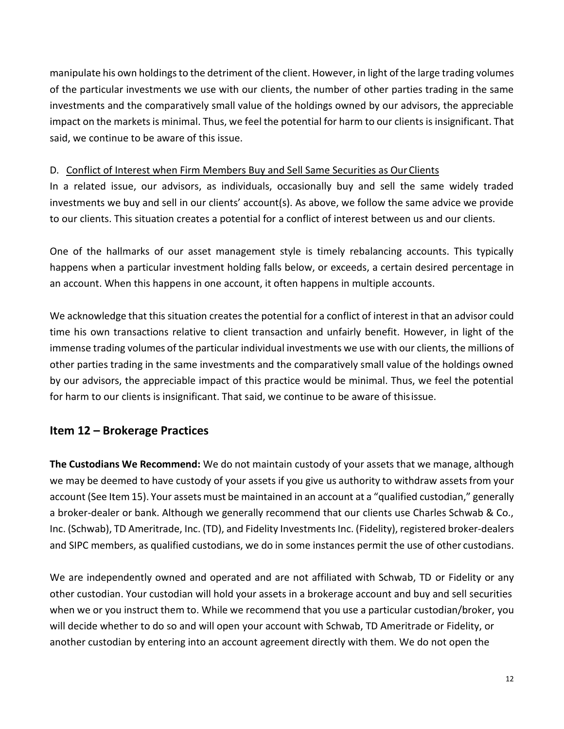manipulate his own holdings to the detriment of the client. However, in light of the large trading volumes of the particular investments we use with our clients, the number of other parties trading in the same investments and the comparatively small value of the holdings owned by our advisors, the appreciable impact on the markets is minimal. Thus, we feel the potential for harm to our clients is insignificant. That said, we continue to be aware of this issue.

D. Conflict of Interest when Firm Members Buy and Sell Same Securities as Our Clients

In a related issue, our advisors, as individuals, occasionally buy and sell the same widely traded investments we buy and sell in our clients' account(s). As above, we follow the same advice we provide to our clients. This situation creates a potential for a conflict of interest between us and our clients.

One of the hallmarks of our asset management style is timely rebalancing accounts. This typically happens when a particular investment holding falls below, or exceeds, a certain desired percentage in an account. When this happens in one account, it often happens in multiple accounts.

We acknowledge that this situation creates the potential for a conflict of interest in that an advisor could time his own transactions relative to client transaction and unfairly benefit. However, in light of the immense trading volumes of the particular individual investments we use with our clients, the millions of other parties trading in the same investments and the comparatively small value of the holdings owned by our advisors, the appreciable impact of this practice would be minimal. Thus, we feel the potential for harm to our clients is insignificant. That said, we continue to be aware of this issue.

## Item 12 – Brokerage Practices

**The Custodians We Recommend:** We do not maintain custody of your assets that we manage, although we may be deemed to have custody of your assets if you give us authority to withdraw assets from your account (See Item 15). Your assets must be maintained in an account at a "qualified custodian," generally a broker-dealer or bank. Although we generally recommend that our clients use Charles Schwab & Co., Inc. (Schwab), TD Ameritrade, Inc. (TD), and Fidelity Investments Inc. (Fidelity), registered broker-dealers and SIPC members, as qualified custodians, we do in some instances permit the use of other custodians.

We are independently owned and operated and are not affiliated with Schwab, TD or Fidelity or any other custodian. Your custodian will hold your assets in a brokerage account and buy and sell securities when we or you instruct them to. While we recommend that you use a particular custodian/broker, you will decide whether to do so and will open your account with Schwab, TD Ameritrade or Fidelity, or another custodian by entering into an account agreement directly with them. We do not open the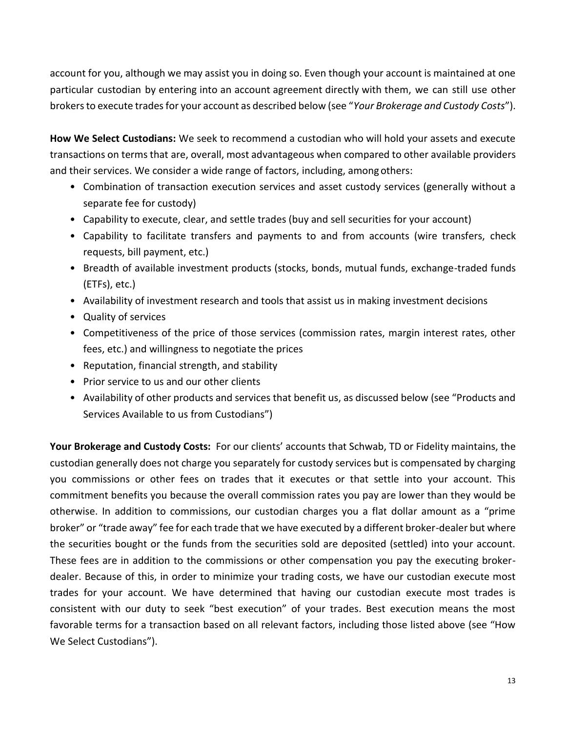account for you, although we may assist you in doing so. Even though your account is maintained at one particular custodian by entering into an account agreement directly with them, we can still use other brokers to execute trades for your account as described below (see "*Your Brokerage and Custody Costs*").

**How We Select Custodians:** We seek to recommend a custodian who will hold your assets and execute transactions on terms that are, overall, most advantageous when compared to other available providers and their services. We consider a wide range of factors, including, among others:

- Combination of transaction execution services and asset custody services (generally without a separate fee for custody)
- Capability to execute, clear, and settle trades (buy and sell securities for your account)
- Capability to facilitate transfers and payments to and from accounts (wire transfers, check requests, bill payment, etc.)
- Breadth of available investment products (stocks, bonds, mutual funds, exchange-traded funds (ETFs), etc.)
- Availability of investment research and tools that assist us in making investment decisions
- Quality of services
- Competitiveness of the price of those services (commission rates, margin interest rates, other fees, etc.) and willingness to negotiate the prices
- Reputation, financial strength, and stability
- Prior service to us and our other clients
- Availability of other products and services that benefit us, as discussed below (see "Products and Services Available to us from Custodians")

**Your Brokerage and Custody Costs:** For our clients' accounts that Schwab, TD or Fidelity maintains, the custodian generally does not charge you separately for custody services but is compensated by charging you commissions or other fees on trades that it executes or that settle into your account. This commitment benefits you because the overall commission rates you pay are lower than they would be otherwise. In addition to commissions, our custodian charges you a flat dollar amount as a "prime broker" or "trade away" fee for each trade that we have executed by a different broker-dealer but where the securities bought or the funds from the securities sold are deposited (settled) into your account. These fees are in addition to the commissions or other compensation you pay the executing broker-dealer. Because of this, in order to minimize your trading costs, we have our custodian execute most trades for your account. We have determined that having our custodian execute most trades is consistent with our duty to seek "best execution" of your trades. Best execution means the most favorable terms for a transaction based on all relevant factors, including those listed above (see "How We Select Custodians").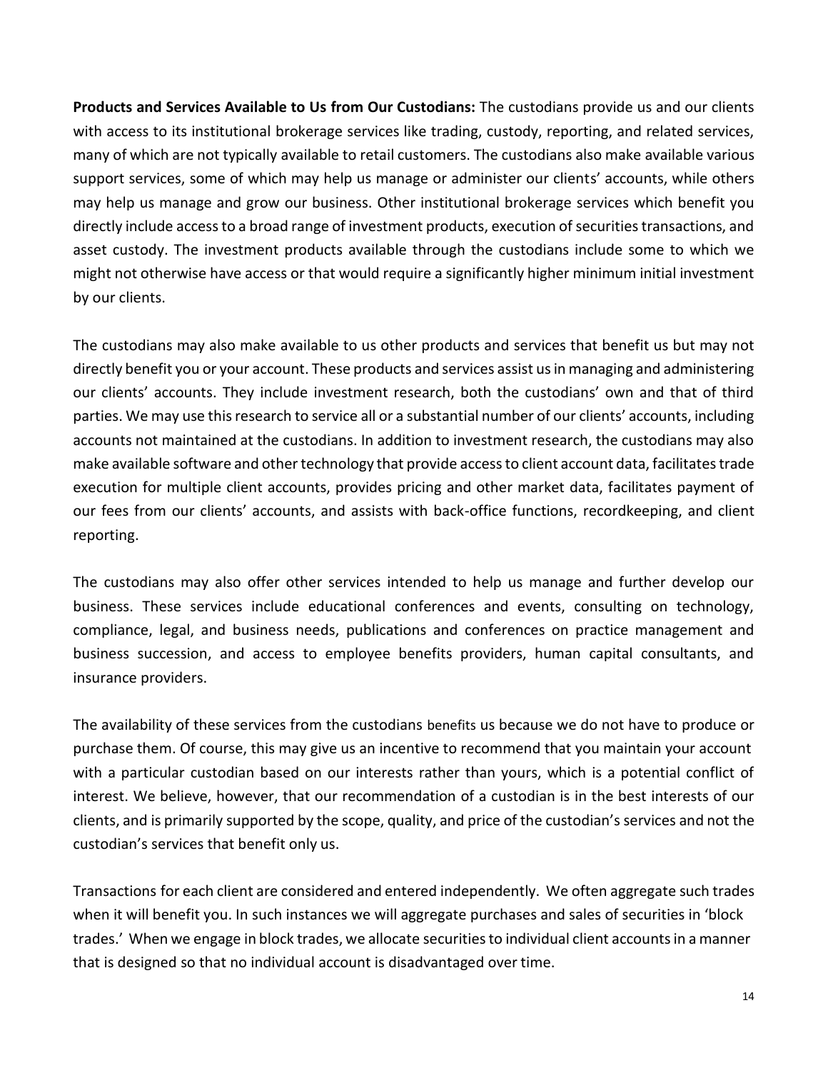**Products and Services Available to Us from Our Custodians:** The custodians provide us and our clients with access to its institutional brokerage services like trading, custody, reporting, and related services, many of which are not typically available to retail customers. The custodians also make available various support services, some of which may help us manage or administer our clients' accounts, while others may help us manage and grow our business. Other institutional brokerage services which benefit you directly include access to a broad range of investment products, execution of securities transactions, and asset custody. The investment products available through the custodians include some to which we might not otherwise have access or that would require a significantly higher minimum initial investment by our clients.

The custodians may also make available to us other products and services that benefit us but may not directly benefit you or your account. These products and services assist us in managing and administering our clients' accounts. They include investment research, both the custodians' own and that of third parties. We may use this research to service all or a substantial number of our clients' accounts, including accounts not maintained at the custodians. In addition to investment research, the custodians may also make available software and other technology that provide access to client account data, facilitates trade execution for multiple client accounts, provides pricing and other market data, facilitates payment of our fees from our clients' accounts, and assists with back-office functions, recordkeeping, and client reporting.

The custodians may also offer other services intended to help us manage and further develop our business. These services include educational conferences and events, consulting on technology, compliance, legal, and business needs, publications and conferences on practice management and business succession, and access to employee benefits providers, human capital consultants, and insurance providers.

The availability of these services from the custodians benefits us because we do not have to produce or purchase them. Of course, this may give us an incentive to recommend that you maintain your account with a particular custodian based on our interests rather than yours, which is a potential conflict of interest. We believe, however, that our recommendation of a custodian is in the best interests of our clients, and is primarily supported by the scope, quality, and price of the custodian's services and not the custodian's services that benefit only us.

Transactions for each client are considered and entered independently. We often aggregate such trades when it will benefit you. In such instances we will aggregate purchases and sales of securities in 'block trades.' When we engage in block trades, we allocate securities to individual client accounts in a manner that is designed so that no individual account is disadvantaged over time.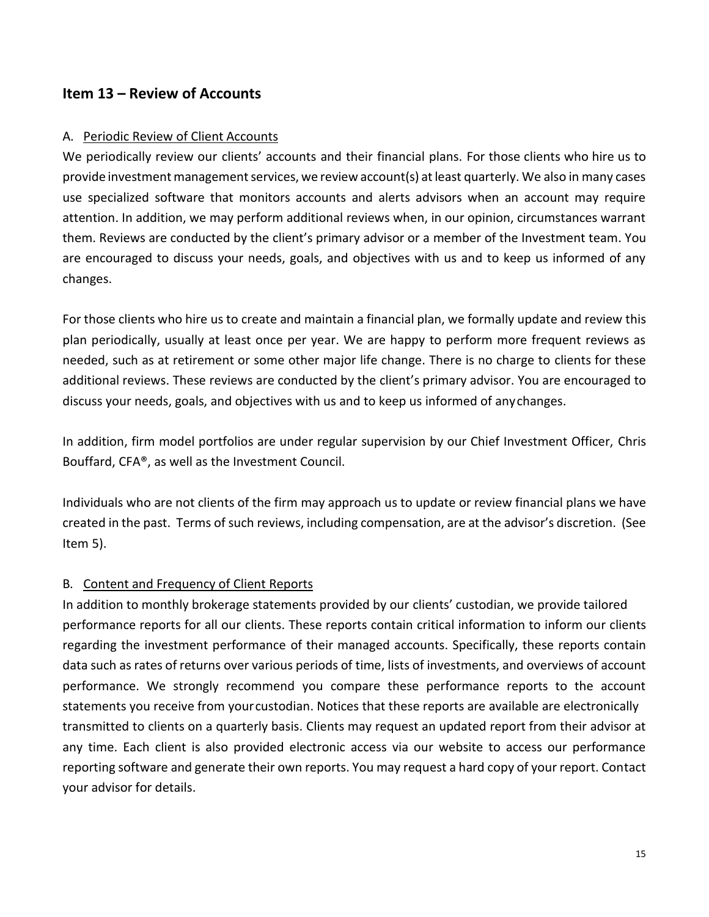## Item 13 – Review of Accounts

A. Periodic Review of Client Accounts

We periodically review our clients' accounts and their financial plans. For those clients who hire us to provide investment management services, we review account(s) at least quarterly. We also in many cases use specialized software that monitors accounts and alerts advisors when an account may require attention. In addition, we may perform additional reviews when, in our opinion, circumstances warrant them. Reviews are conducted by the client's primary advisor or a member of the Investment team. You are encouraged to discuss your needs, goals, and objectives with us and to keep us informed of any changes.

For those clients who hire us to create and maintain a financial plan, we formally update and review this plan periodically, usually at least once per year. We are happy to perform more frequent reviews as needed, such as at retirement or some other major life change. There is no charge to clients for these additional reviews. These reviews are conducted by the client's primary advisor. You are encouraged to discuss your needs, goals, and objectives with us and to keep us informed of any changes.

In addition, firm model portfolios are under regular supervision by our Chief Investment Officer, Chris Bouffard, CFA®, as well as the Investment Council.

Individuals who are not clients of the firm may approach us to update or review financial plans we have created in the past. Terms of such reviews, including compensation, are at the advisor's discretion. (See Item 5).

B. Content and Frequency of Client Reports

In addition to monthly brokerage statements provided by our clients' custodian, we provide tailored performance reports for all our clients. These reports contain critical information to inform our clients regarding the investment performance of their managed accounts. Specifically, these reports contain data such as rates of returns over various periods of time, lists of investments, and overviews of account performance. We strongly recommend you compare these performance reports to the account statements you receive from your custodian. Notices that these reports are available are electronically transmitted to clients on a quarterly basis. Clients may request an updated report from their advisor at any time. Each client is also provided electronic access via our website to access our performance reporting software and generate their own reports. You may request a hard copy of your report. Contact your advisor for details.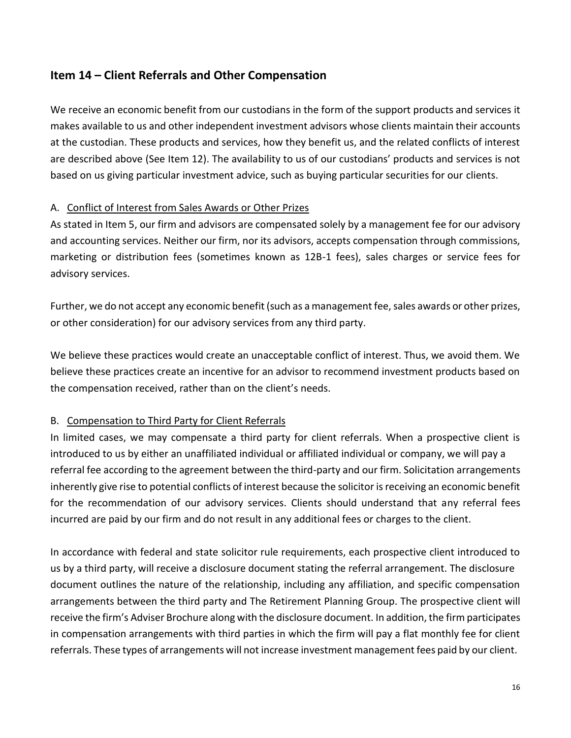## Item 14 – Client Referrals and Other Compensation

We receive an economic benefit from our custodians in the form of the support products and services it makes available to us and other independent investment advisors whose clients maintain their accounts at the custodian. These products and services, how they benefit us, and the related conflicts of interest are described above (See Item 12). The availability to us of our custodians' products and services is not based on us giving particular investment advice, such as buying particular securities for our clients.

### A. Conflict of Interest from Sales Awards or Other Prizes

As stated in Item 5, our firm and advisors are compensated solely by a management fee for our advisory and accounting services. Neither our firm, nor its advisors, accepts compensation through commissions, marketing or distribution fees (sometimes known as 12B-1 fees), sales charges or service fees for advisory services.

Further, we do not accept any economic benefit (such as a management fee, sales awards or other prizes, or other consideration) for our advisory services from any third party.

We believe these practices would create an unacceptable conflict of interest. Thus, we avoid them. We believe these practices create an incentive for an advisor to recommend investment products based on the compensation received, rather than on the client's needs.

### B. Compensation to Third Party for Client Referrals

In limited cases, we may compensate a third party for client referrals. When a prospective client is introduced to us by either an unaffiliated individual or affiliated individual or company, we will pay a referral fee according to the agreement between the third-party and our firm. Solicitation arrangements inherently give rise to potential conflicts of interest because the solicitor is receiving an economic benefit for the recommendation of our advisory services. Clients should understand that any referral fees incurred are paid by our firm and do not result in any additional fees or charges to the client.

In accordance with federal and state solicitor rule requirements, each prospective client introduced to us by a third party, will receive a disclosure document stating the referral arrangement. The disclosure document outlines the nature of the relationship, including any affiliation, and specific compensation arrangements between the third party and The Retirement Planning Group. The prospective client will receive the firm's Adviser Brochure along with the disclosure document. In addition, the firm participates in compensation arrangements with third parties in which the firm will pay a flat monthly fee for client referrals. These types of arrangements will not increase investment management fees paid by our client.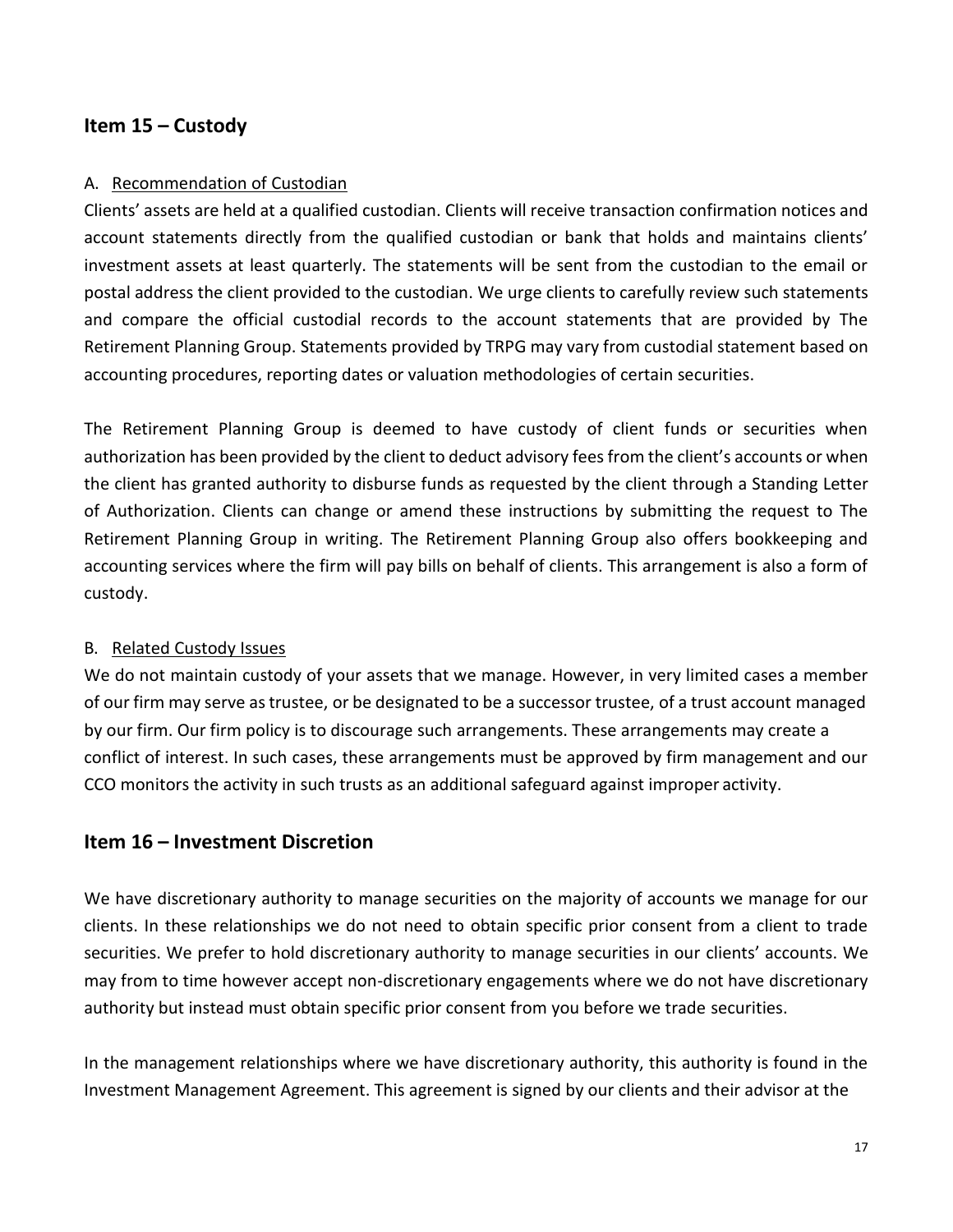## Item 15 – Custody

A. <u>Recommendation of Custodian</u>

Clients' assets are held at a qualified custodian. Clients will receive transaction confirmation notices and account statements directly from the qualified custodian or bank that holds and maintains clients' investment assets at least quarterly. The statements will be sent from the custodian to the email or postal address the client provided to the custodian. We urge clients to carefully review such statements and compare the official custodial records to the account statements that are provided by The Retirement Planning Group. Statements provided by TRPG may vary from custodial statement based on accounting procedures, reporting dates or valuation methodologies of certain securities.

The Retirement Planning Group is deemed to have custody of client funds or securities when authorization has been provided by the client to deduct advisory fees from the client's accounts or when the client has granted authority to disburse funds as requested by the client through a Standing Letter of Authorization. Clients can change or amend these instructions by submitting the request to The Retirement Planning Group in writing. The Retirement Planning Group also offers bookkeeping and accounting services where the firm will pay bills on behalf of clients. This arrangement is also a form of custody.

B. <u>Related Custody Issues</u>

We do not maintain custody of your assets that we manage. However, in very limited cases a member of our firm may serve as trustee, or be designated to be a successor trustee, of a trust account managed by our firm. Our firm policy is to discourage such arrangements. These arrangements may create a conflict of interest. In such cases, these arrangements must be approved by firm management and our CCO monitors the activity in such trusts as an additional safeguard against improper activity.

## Item 16 – Investment Discretion

We have discretionary authority to manage securities on the majority of accounts we manage for our clients. In these relationships we do not need to obtain specific prior consent from a client to trade securities. We prefer to hold discretionary authority to manage securities in our clients' accounts. We may from to time however accept non-discretionary engagements where we do not have discretionary authority but instead must obtain specific prior consent from you before we trade securities.

In the management relationships where we have discretionary authority, this authority is found in the Investment Management Agreement. This agreement is signed by our clients and their advisor at the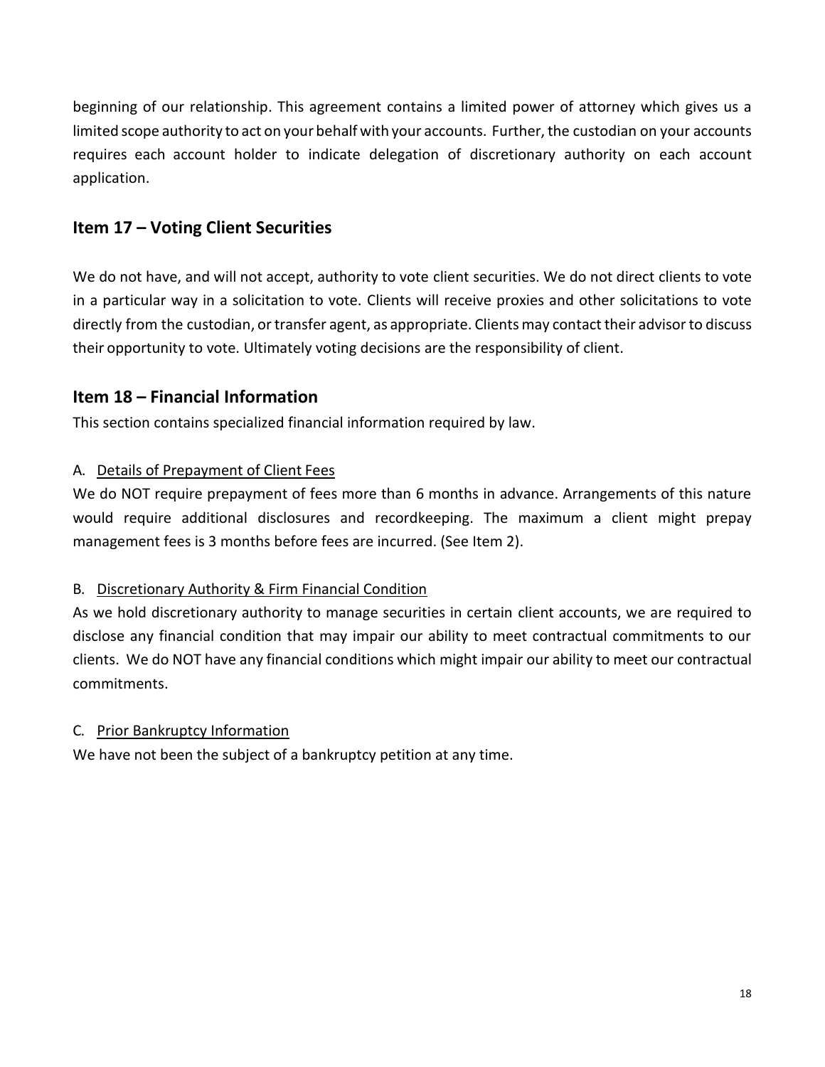beginning of our relationship. This agreement contains a limited power of attorney which gives us a limited scope authority to act on your behalf with your accounts. Further, the custodian on your accounts requires each account holder to indicate delegation of discretionary authority on each account application.

## Item 17 – Voting Client Securities

We do not have, and will not accept, authority to vote client securities. We do not direct clients to vote in a particular way in a solicitation to vote. Clients will receive proxies and other solicitations to vote directly from the custodian, or transfer agent, as appropriate. Clients may contact their advisor to discuss their opportunity to vote. Ultimately voting decisions are the responsibility of client.

## Item 18 – Financial Information

This section contains specialized financial information required by law.

A. Details of Prepayment of Client Fees

We do NOT require prepayment of fees more than 6 months in advance. Arrangements of this nature would require additional disclosures and recordkeeping. The maximum a client might prepay management fees is 3 months before fees are incurred. (See Item 2).

B. Discretionary Authority & Firm Financial Condition

As we hold discretionary authority to manage securities in certain client accounts, we are required to disclose any financial condition that may impair our ability to meet contractual commitments to our clients. We do NOT have any financial conditions which might impair our ability to meet our contractual commitments.

C. Prior Bankruptcy Information

We have not been the subject of a bankruptcy petition at any time.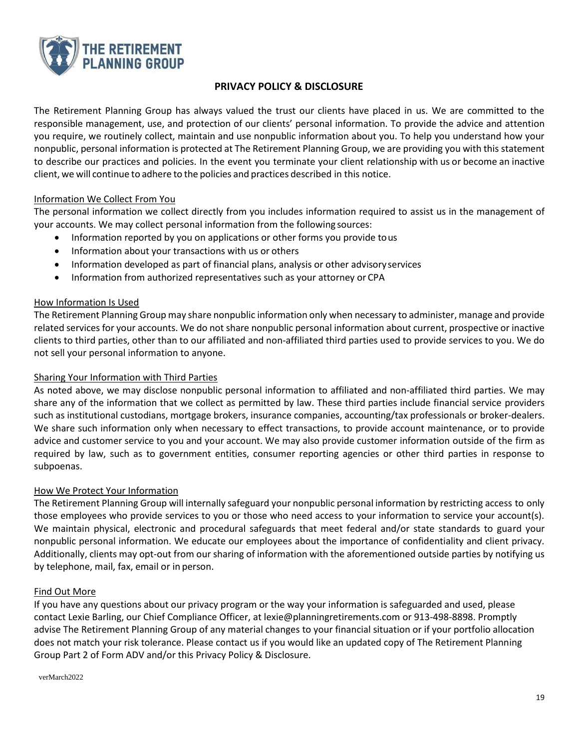# PRIVACY POLICY & DISCLOSURE

The Retirement Planning Group has always valued the trust our clients have placed in us. We are committed to the responsible management, use, and protection of our clients' personal information. To provide the advice and attention you require, we routinely collect, maintain and use nonpublic information about you. To help you understand how your nonpublic, personal information is protected at The Retirement Planning Group, we are providing you with this statement to describe our practices and policies. In the event you terminate your client relationship with us or become an inactive client, we will continue to adhere to the policies and practices described in this notice.

## Information We Collect From You

The personal information we collect directly from you includes information required to assist us in the management of your accounts. We may collect personal information from the following sources:

- Information reported by you on applications or other forms you provide to us
- Information about your transactions with us or others
- Information developed as part of financial plans, analysis or other advisory services
- Information from authorized representatives such as your attorney or CPA

## How Information Is Used

The Retirement Planning Group may share nonpublic information only when necessary to administer, manage and provide related services for your accounts. We do not share nonpublic personal information about current, prospective or inactive clients to third parties, other than to our affiliated and non-affiliated third parties used to provide services to you. We do not sell your personal information to anyone.

## Sharing Your Information with Third Parties

As noted above, we may disclose nonpublic personal information to affiliated and non-affiliated third parties. We may share any of the information that we collect as permitted by law. These third parties include financial service providers such as institutional custodians, mortgage brokers, insurance companies, accounting/tax professionals or broker-dealers. We share such information only when necessary to effect transactions, to provide account maintenance, or to provide advice and customer service to you and your account. We may also provide customer information outside of the firm as required by law, such as to government entities, consumer reporting agencies or other third parties in response to subpoenas.

## How We Protect Your Information

The Retirement Planning Group will internally safeguard your nonpublic personal information by restricting access to only those employees who provide services to you or those who need access to your information to service your account(s). We maintain physical, electronic and procedural safeguards that meet federal and/or state standards to guard your nonpublic personal information. We educate our employees about the importance of confidentiality and client privacy. Additionally, clients may opt-out from our sharing of information with the aforementioned outside parties by notifying us by telephone, mail, fax, email or in person.

## Find Out More

If you have any questions about our privacy program or the way your information is safeguarded and used, please contact Lexie Barling, our Chief Compliance Officer, at lexie@planningretirements.com or 913-498-8898. Promptly advise The Retirement Planning Group of any material changes to your financial situation or if your portfolio allocation does not match your risk tolerance. Please contact us if you would like an updated copy of The Retirement Planning Group Part 2 of Form ADV and/or this Privacy Policy & Disclosure.

verMarch2022